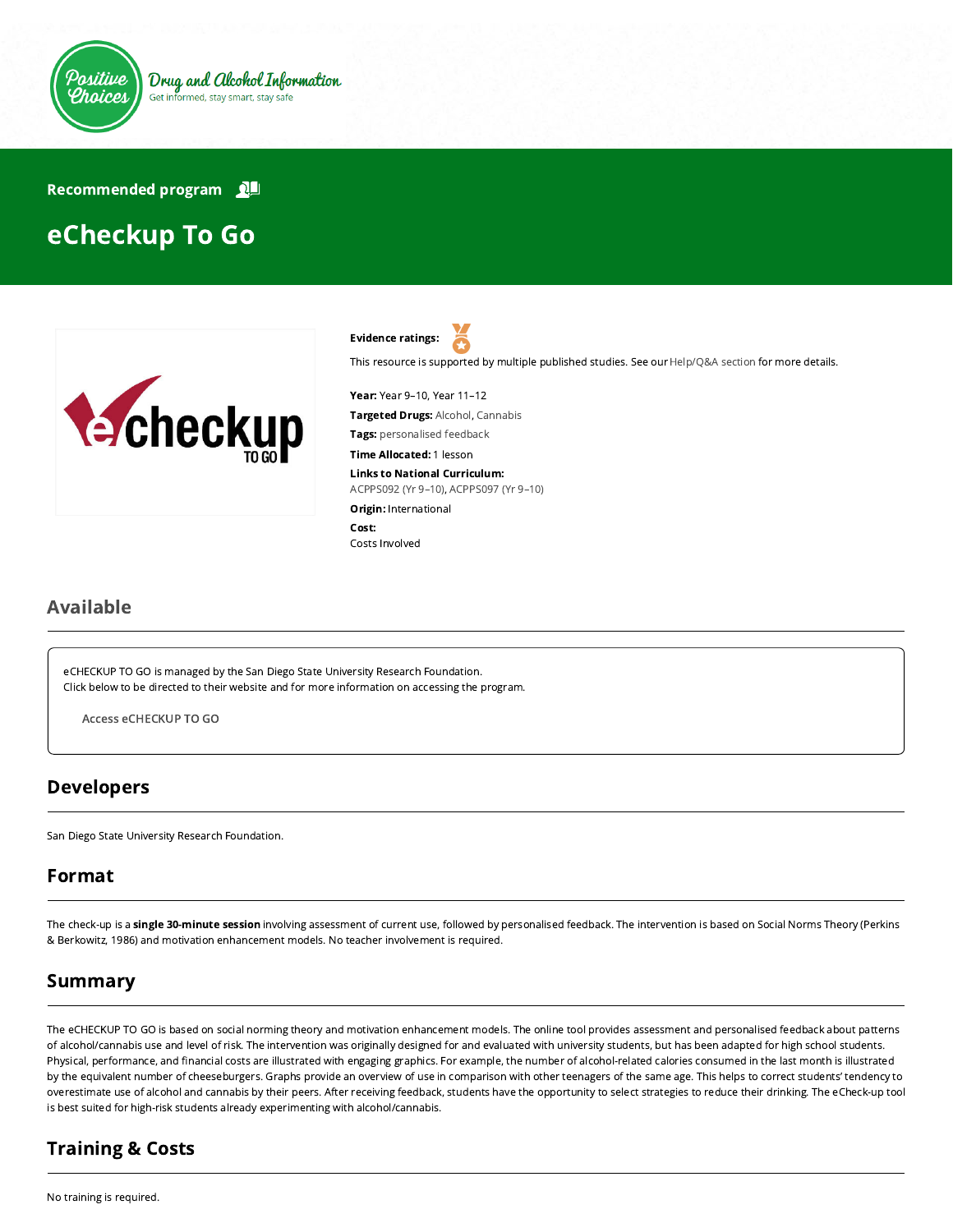Positive Choices

Drug and Alcohol Information

Get informed, stay smart, stay safe

Recommended program

# eCheckup To Go

**Evidence ratings:**

This resource is supported by multiple published studies. See our Help/Q&A section for more details.

**Year:** Year 9–10, Year 11–12

**Targeted Drugs:** Alcohol, Cannabis

**Tags:** personalised feedback

**Time Allocated:** 1 lesson

**Links to National Curriculum:**
ACPPS092 (Yr 9–10), ACPPS097 (Yr 9–10)

**Origin:** International

**Cost:**
Costs Involved

## Available

eCHECKUP TO GO is managed by the San Diego State University Research Foundation.
Click below to be directed to their website and for more information on accessing the program.

Access eCHECKUP TO GO

## Developers

San Diego State University Research Foundation.

## Format

The check-up is a **single 30-minute session** involving assessment of current use, followed by personalised feedback. The intervention is based on Social Norms Theory (Perkins & Berkowitz, 1986) and motivation enhancement models. No teacher involvement is required.

## Summary

The eCHECKUP TO GO is based on social norming theory and motivation enhancement models. The online tool provides assessment and personalised feedback about patterns of alcohol/cannabis use and level of risk. The intervention was originally designed for and evaluated with university students, but has been adapted for high school students. Physical, performance, and financial costs are illustrated with engaging graphics. For example, the number of alcohol-related calories consumed in the last month is illustrated by the equivalent number of cheeseburgers. Graphs provide an overview of use in comparison with other teenagers of the same age. This helps to correct students' tendency to overestimate use of alcohol and cannabis by their peers. After receiving feedback, students have the opportunity to select strategies to reduce their drinking. The eCheck-up tool is best suited for high-risk students already experimenting with alcohol/cannabis.

## Training & Costs

No training is required.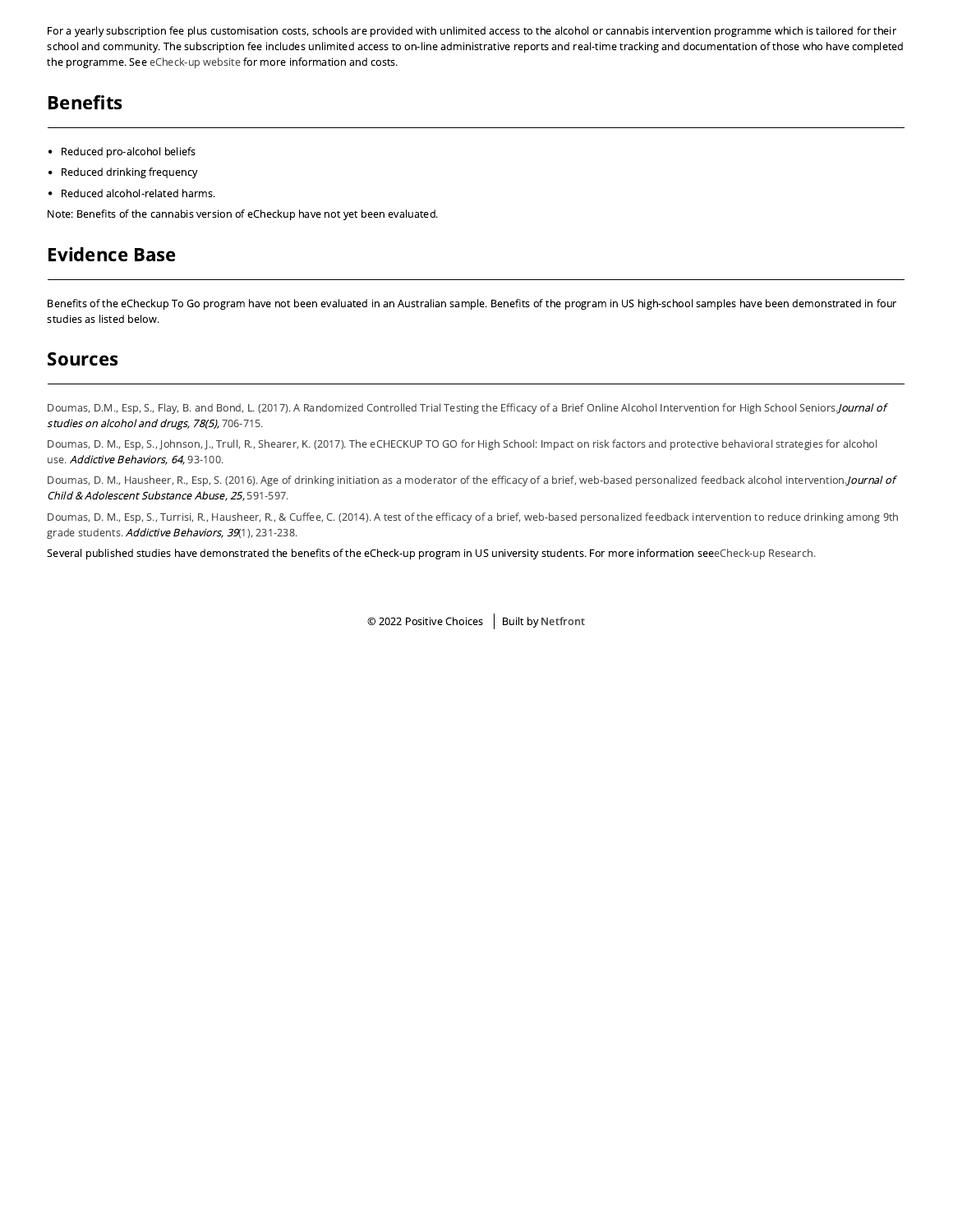For a yearly subscription fee plus customisation costs, schools are provided with unlimited access to the alcohol or cannabis intervention programme which is tailored for their school and community. The subscription fee includes unlimited access to on-line administrative reports and real-time tracking and documentation of those who have completed the programme. See eCheck-up website for more information and costs.

## Benefits

- Reduced pro-alcohol beliefs
- Reduced drinking frequency
- Reduced alcohol-related harms.

Note: Benefits of the cannabis version of eCheckup have not yet been evaluated.

## Evidence Base

Benefits of the eCheckup To Go program have not been evaluated in an Australian sample. Benefits of the program in US high-school samples have been demonstrated in four studies as listed below.

## Sources

Doumas, D.M., Esp, S., Flay, B. and Bond, L. (2017). A Randomized Controlled Trial Testing the Efficacy of a Brief Online Alcohol Intervention for High School Seniors.*Journal of studies on alcohol and drugs, 78(5),* 706-715.

Doumas, D. M., Esp, S., Johnson, J., Trull, R., Shearer, K. (2017). The eCHECKUP TO GO for High School: Impact on risk factors and protective behavioral strategies for alcohol use. *Addictive Behaviors, 64,* 93-100.

Doumas, D. M., Hausheer, R., Esp, S. (2016). Age of drinking initiation as a moderator of the efficacy of a brief, web-based personalized feedback alcohol intervention.*Journal of Child & Adolescent Substance Abuse, 25,* 591-597.

Doumas, D. M., Esp, S., Turrisi, R., Hausheer, R., & Cuffee, C. (2014). A test of the efficacy of a brief, web-based personalized feedback intervention to reduce drinking among 9th grade students. *Addictive Behaviors, 39*(1), 231-238.

Several published studies have demonstrated the benefits of the eCheck-up program in US university students. For more information seeeCheck-up Research.

© 2022 Positive Choices | Built by **Netfront**